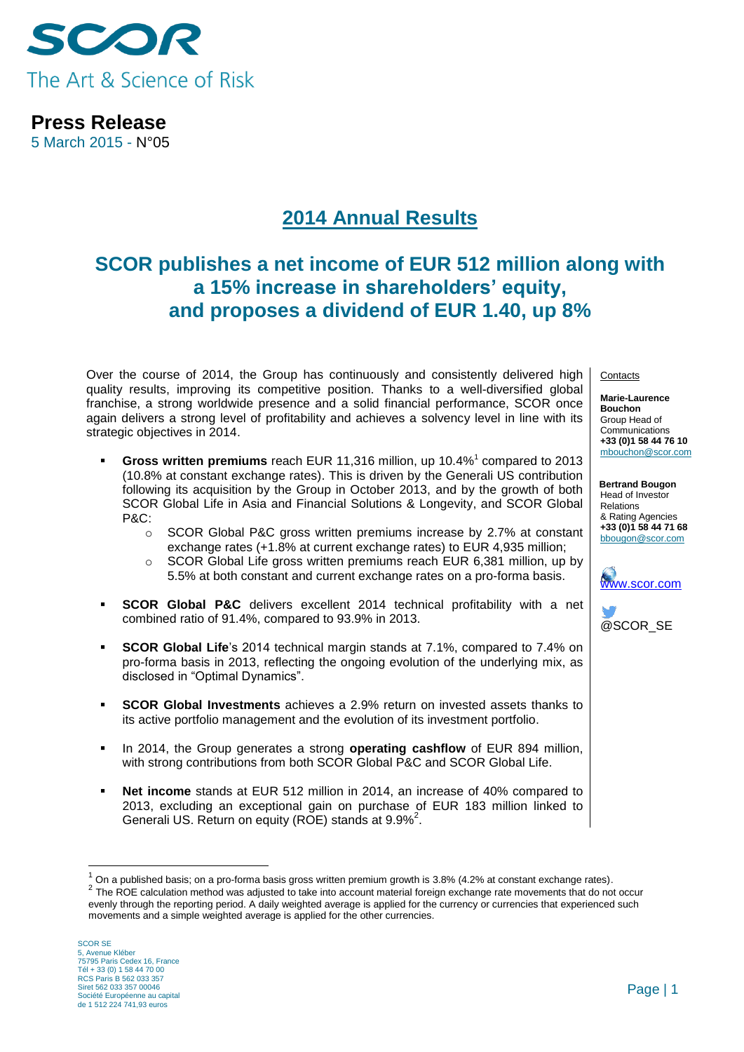SCOR

The Art & Science of Risk

**Press Release**

5 March 2015 - N°05

# 2014 Annual Results

## SCOR publishes a net income of EUR 512 million along with a 15% increase in shareholders' equity, and proposes a dividend of EUR 1.40, up 8%

Over the course of 2014, the Group has continuously and consistently delivered high quality results, improving its competitive position. Thanks to a well-diversified global franchise, a strong worldwide presence and a solid financial performance, SCOR once again delivers a strong level of profitability and achieves a solvency level in line with its strategic objectives in 2014.

- **Gross written premiums** reach EUR 11,316 million, up 10.4%[1] compared to 2013 (10.8% at constant exchange rates). This is driven by the Generali US contribution following its acquisition by the Group in October 2013, and by the growth of both SCOR Global Life in Asia and Financial Solutions & Longevity, and SCOR Global P&C:
  - SCOR Global P&C gross written premiums increase by 2.7% at constant exchange rates (+1.8% at current exchange rates) to EUR 4,935 million;
  - SCOR Global Life gross written premiums reach EUR 6,381 million, up by 5.5% at both constant and current exchange rates on a pro-forma basis.
- **SCOR Global P&C** delivers excellent 2014 technical profitability with a net combined ratio of 91.4%, compared to 93.9% in 2013.
- **SCOR Global Life**'s 2014 technical margin stands at 7.1%, compared to 7.4% on pro-forma basis in 2013, reflecting the ongoing evolution of the underlying mix, as disclosed in "Optimal Dynamics".
- **SCOR Global Investments** achieves a 2.9% return on invested assets thanks to its active portfolio management and the evolution of its investment portfolio.
- In 2014, the Group generates a strong **operating cashflow** of EUR 894 million, with strong contributions from both SCOR Global P&C and SCOR Global Life.
- **Net income** stands at EUR 512 million in 2014, an increase of 40% compared to 2013, excluding an exceptional gain on purchase of EUR 183 million linked to Generali US. Return on equity (ROE) stands at 9.9%[2].

Contacts

**Marie-Laurence Bouchon**
Group Head of Communications
**+33 (0)1 58 44 76 10**
mbouchon@scor.com

**Bertrand Bougon**
Head of Investor Relations & Rating Agencies
**+33 (0)1 58 44 71 68**
bbougon@scor.com

www.scor.com

@SCOR_SE

[1] On a published basis; on a pro-forma basis gross written premium growth is 3.8% (4.2% at constant exchange rates).

[2] The ROE calculation method was adjusted to take into account material foreign exchange rate movements that do not occur evenly through the reporting period. A daily weighted average is applied for the currency or currencies that experienced such movements and a simple weighted average is applied for the other currencies.

SCOR SE
5, Avenue Kléber
75795 Paris Cedex 16, France
Tél + 33 (0) 1 58 44 70 00
RCS Paris B 562 033 357
Siret 562 033 357 00046
Société Européenne au capital de 1 512 224 741,93 euros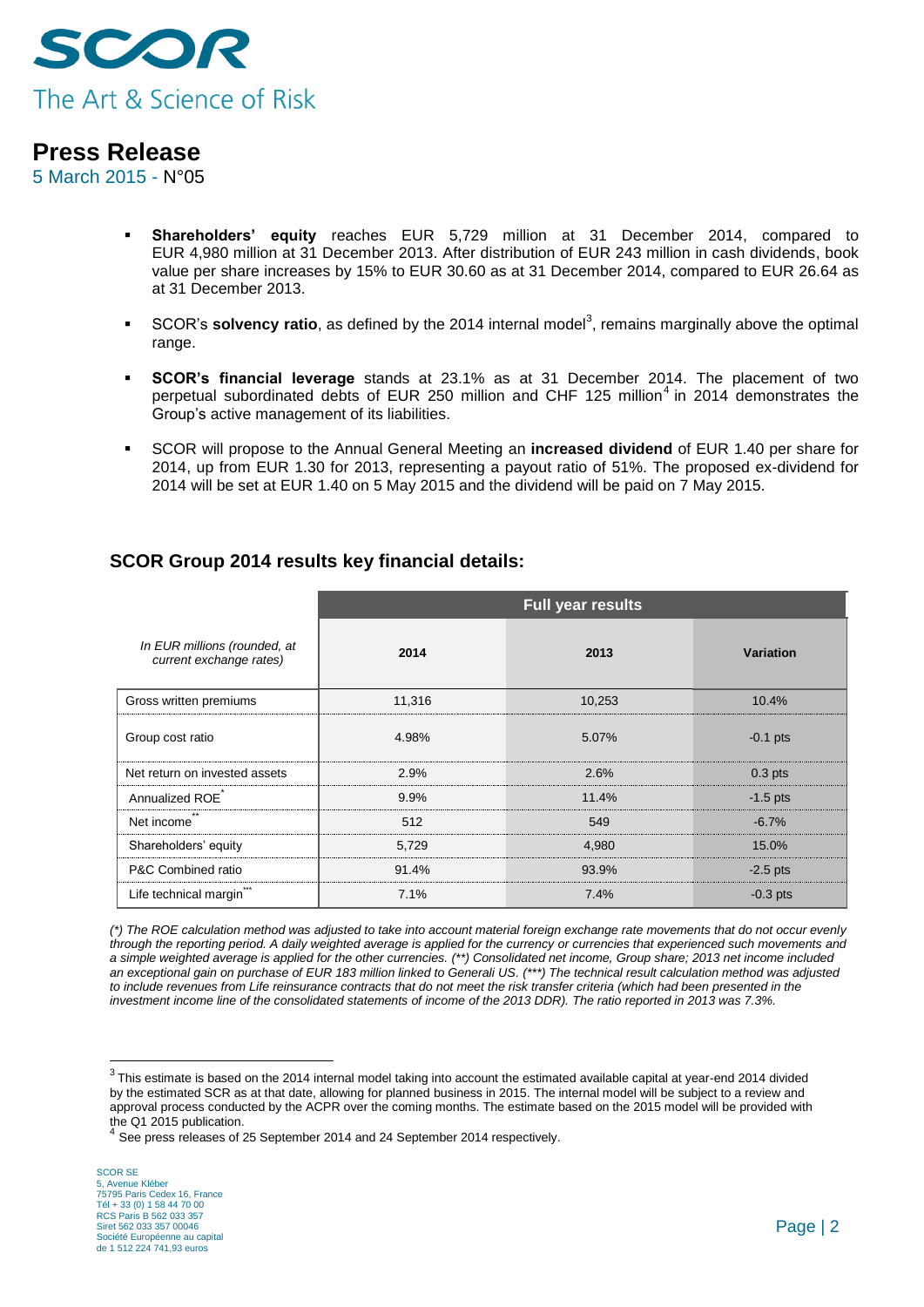- **Shareholders' equity** reaches EUR 5,729 million at 31 December 2014, compared to EUR 4,980 million at 31 December 2013. After distribution of EUR 243 million in cash dividends, book value per share increases by 15% to EUR 30.60 as at 31 December 2014, compared to EUR 26.64 as at 31 December 2013.

- SCOR's **solvency ratio**, as defined by the 2014 internal model[3], remains marginally above the optimal range.

- **SCOR's financial leverage** stands at 23.1% as at 31 December 2014. The placement of two perpetual subordinated debts of EUR 250 million and CHF 125 million[4] in 2014 demonstrates the Group's active management of its liabilities.

- SCOR will propose to the Annual General Meeting an **increased dividend** of EUR 1.40 per share for 2014, up from EUR 1.30 for 2013, representing a payout ratio of 51%. The proposed ex-dividend for 2014 will be set at EUR 1.40 on 5 May 2015 and the dividend will be paid on 7 May 2015.

## SCOR Group 2014 results key financial details:

| | Full year results | | |
|---|---|---|---|
| *In EUR millions (rounded, at current exchange rates)* | **2014** | **2013** | **Variation** |
| Gross written premiums | 11,316 | 10,253 | 10.4% |
| Group cost ratio | 4.98% | 5.07% | -0.1 pts |
| Net return on invested assets | 2.9% | 2.6% | 0.3 pts |
| Annualized ROE* | 9.9% | 11.4% | -1.5 pts |
| Net income** | 512 | 549 | -6.7% |
| Shareholders' equity | 5,729 | 4,980 | 15.0% |
| P&C Combined ratio | 91.4% | 93.9% | -2.5 pts |
| Life technical margin*** | 7.1% | 7.4% | -0.3 pts |

*(\*) The ROE calculation method was adjusted to take into account material foreign exchange rate movements that do not occur evenly through the reporting period. A daily weighted average is applied for the currency or currencies that experienced such movements and a simple weighted average is applied for the other currencies. (\*\*) Consolidated net income, Group share; 2013 net income included an exceptional gain on purchase of EUR 183 million linked to Generali US. (\*\*\*) The technical result calculation method was adjusted to include revenues from Life reinsurance contracts that do not meet the risk transfer criteria (which had been presented in the investment income line of the consolidated statements of income of the 2013 DDR). The ratio reported in 2013 was 7.3%.*

---

[3] This estimate is based on the 2014 internal model taking into account the estimated available capital at year-end 2014 divided by the estimated SCR as at that date, allowing for planned business in 2015. The internal model will be subject to a review and approval process conducted by the ACPR over the coming months. The estimate based on the 2015 model will be provided with the Q1 2015 publication.

[4] See press releases of 25 September 2014 and 24 September 2014 respectively.

SCOR SE
5, Avenue Kléber
75795 Paris Cedex 16, France
Tél + 33 (0) 1 58 44 70 00
RCS Paris B 562 033 357
Siret 562 033 357 00046
Société Européenne au capital
de 1 512 224 741,93 euros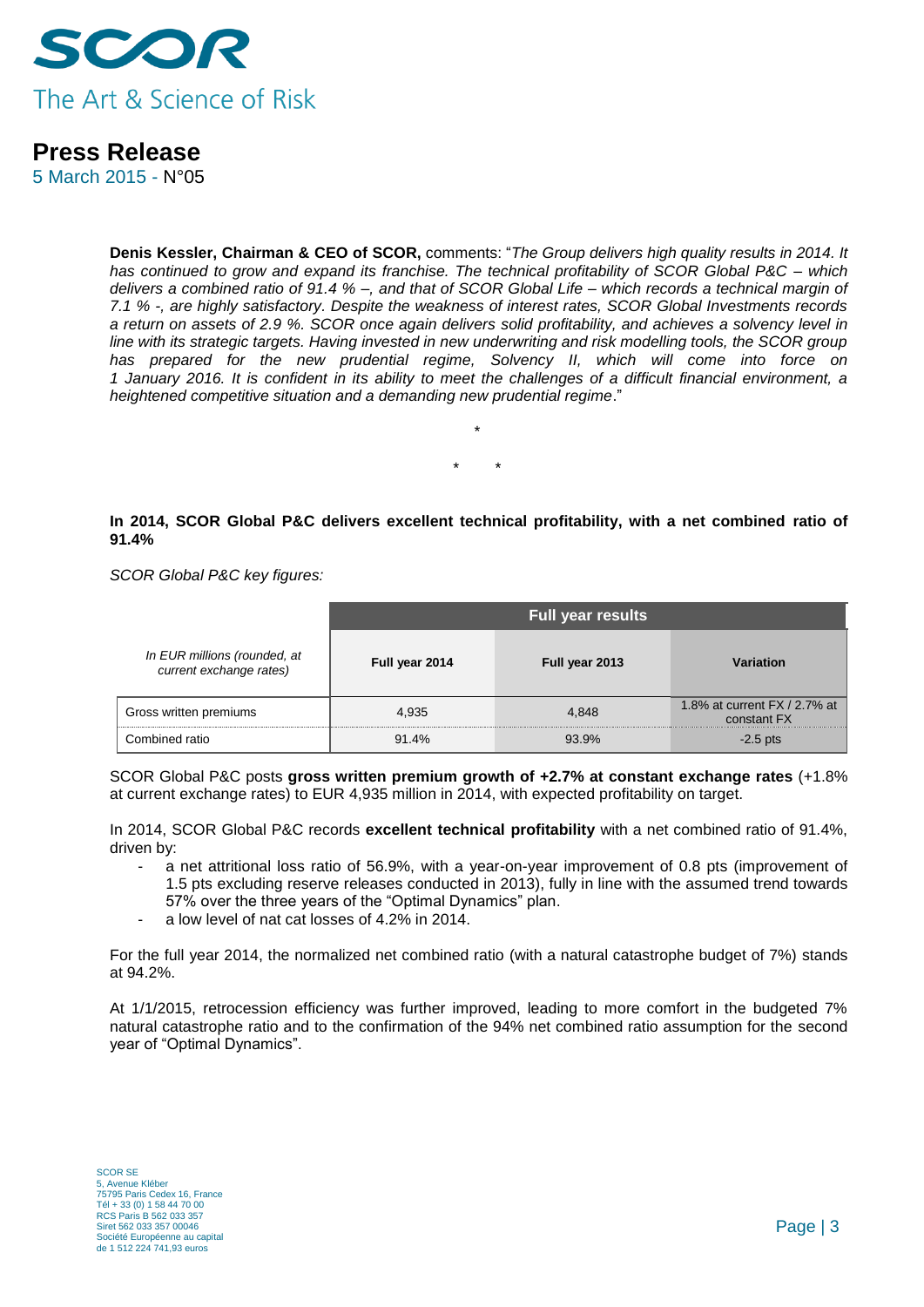**Denis Kessler, Chairman & CEO of SCOR,** comments: "*The Group delivers high quality results in 2014. It has continued to grow and expand its franchise. The technical profitability of SCOR Global P&C – which delivers a combined ratio of 91.4 % –, and that of SCOR Global Life – which records a technical margin of 7.1 % -, are highly satisfactory. Despite the weakness of interest rates, SCOR Global Investments records a return on assets of 2.9 %. SCOR once again delivers solid profitability, and achieves a solvency level in line with its strategic targets. Having invested in new underwriting and risk modelling tools, the SCOR group has prepared for the new prudential regime, Solvency II, which will come into force on 1 January 2016. It is confident in its ability to meet the challenges of a difficult financial environment, a heightened competitive situation and a demanding new prudential regime*."

\*

\* \*

**In 2014, SCOR Global P&C delivers excellent technical profitability, with a net combined ratio of 91.4%**

*SCOR Global P&C key figures:*

| *In EUR millions (rounded, at current exchange rates)* | **Full year results** | | |
|---|---|---|---|
| | **Full year 2014** | **Full year 2013** | **Variation** |
| Gross written premiums | 4,935 | 4,848 | 1.8% at current FX / 2.7% at constant FX |
| Combined ratio | 91.4% | 93.9% | -2.5 pts |

SCOR Global P&C posts **gross written premium growth of +2.7% at constant exchange rates** (+1.8% at current exchange rates) to EUR 4,935 million in 2014, with expected profitability on target.

In 2014, SCOR Global P&C records **excellent technical profitability** with a net combined ratio of 91.4%, driven by:

- a net attritional loss ratio of 56.9%, with a year-on-year improvement of 0.8 pts (improvement of 1.5 pts excluding reserve releases conducted in 2013), fully in line with the assumed trend towards 57% over the three years of the "Optimal Dynamics" plan.
- a low level of nat cat losses of 4.2% in 2014.

For the full year 2014, the normalized net combined ratio (with a natural catastrophe budget of 7%) stands at 94.2%.

At 1/1/2015, retrocession efficiency was further improved, leading to more comfort in the budgeted 7% natural catastrophe ratio and to the confirmation of the 94% net combined ratio assumption for the second year of "Optimal Dynamics".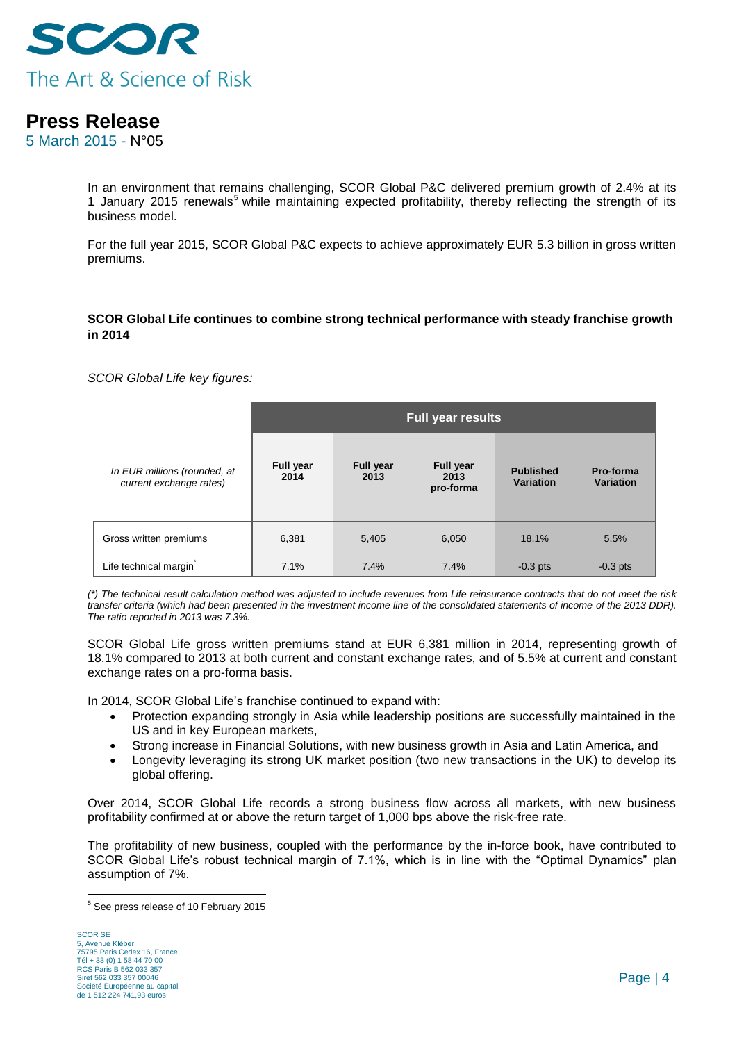In an environment that remains challenging, SCOR Global P&C delivered premium growth of 2.4% at its 1 January 2015 renewals[5] while maintaining expected profitability, thereby reflecting the strength of its business model.

For the full year 2015, SCOR Global P&C expects to achieve approximately EUR 5.3 billion in gross written premiums.

**SCOR Global Life continues to combine strong technical performance with steady franchise growth in 2014**

*SCOR Global Life key figures:*

| *In EUR millions (rounded, at current exchange rates)* | Full year results | | | | |
|---|---|---|---|---|---|
| | **Full year 2014** | **Full year 2013** | **Full year 2013 pro-forma** | **Published Variation** | **Pro-forma Variation** |
| Gross written premiums | 6,381 | 5,405 | 6,050 | 18.1% | 5.5% |
| Life technical margin* | 7.1% | 7.4% | 7.4% | -0.3 pts | -0.3 pts |

*(\*) The technical result calculation method was adjusted to include revenues from Life reinsurance contracts that do not meet the risk transfer criteria (which had been presented in the investment income line of the consolidated statements of income of the 2013 DDR). The ratio reported in 2013 was 7.3%.*

SCOR Global Life gross written premiums stand at EUR 6,381 million in 2014, representing growth of 18.1% compared to 2013 at both current and constant exchange rates, and of 5.5% at current and constant exchange rates on a pro-forma basis.

In 2014, SCOR Global Life's franchise continued to expand with:

- Protection expanding strongly in Asia while leadership positions are successfully maintained in the US and in key European markets,
- Strong increase in Financial Solutions, with new business growth in Asia and Latin America, and
- Longevity leveraging its strong UK market position (two new transactions in the UK) to develop its global offering.

Over 2014, SCOR Global Life records a strong business flow across all markets, with new business profitability confirmed at or above the return target of 1,000 bps above the risk-free rate.

The profitability of new business, coupled with the performance by the in-force book, have contributed to SCOR Global Life's robust technical margin of 7.1%, which is in line with the "Optimal Dynamics" plan assumption of 7%.

[5] See press release of 10 February 2015

SCOR SE
5, Avenue Kléber
75795 Paris Cedex 16, France
Tél + 33 (0) 1 58 44 70 00
RCS Paris B 562 033 357
Siret 562 033 357 00046
Société Européenne au capital
de 1 512 224 741,93 euros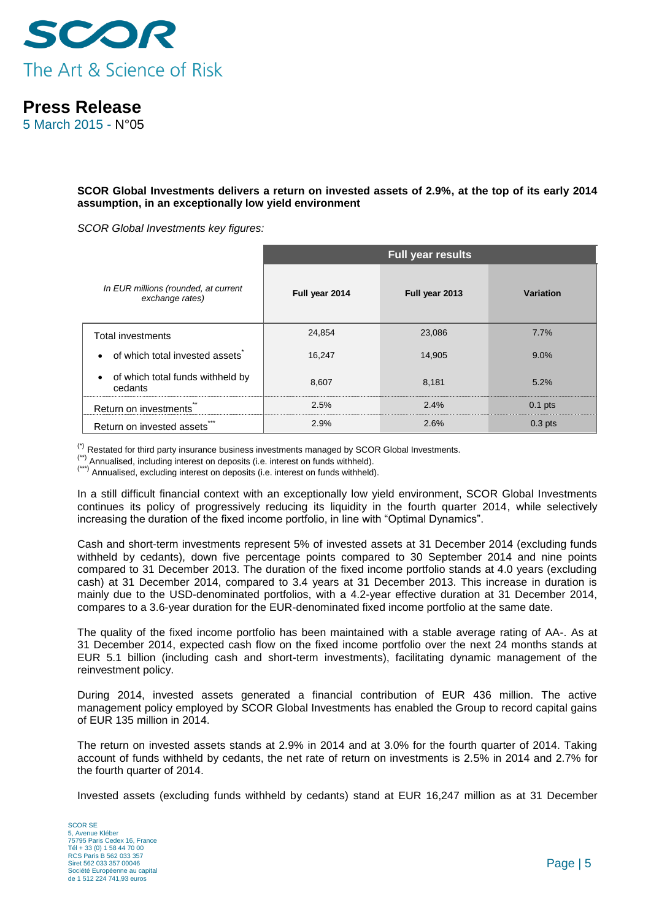**SCOR Global Investments delivers a return on invested assets of 2.9%, at the top of its early 2014 assumption, in an exceptionally low yield environment**

*SCOR Global Investments key figures:*

| *In EUR millions (rounded, at current exchange rates)* | Full year results | | |
|---|---|---|---|
| | **Full year 2014** | **Full year 2013** | **Variation** |
| Total investments | 24,854 | 23,086 | 7.7% |
| • of which total invested assets* | 16,247 | 14,905 | 9.0% |
| • of which total funds withheld by cedants | 8,607 | 8,181 | 5.2% |
| Return on investments** | 2.5% | 2.4% | 0.1 pts |
| Return on invested assets*** | 2.9% | 2.6% | 0.3 pts |

(*) Restated for third party insurance business investments managed by SCOR Global Investments.
(**) Annualised, including interest on deposits (i.e. interest on funds withheld).
(***) Annualised, excluding interest on deposits (i.e. interest on funds withheld).

In a still difficult financial context with an exceptionally low yield environment, SCOR Global Investments continues its policy of progressively reducing its liquidity in the fourth quarter 2014, while selectively increasing the duration of the fixed income portfolio, in line with "Optimal Dynamics".

Cash and short-term investments represent 5% of invested assets at 31 December 2014 (excluding funds withheld by cedants), down five percentage points compared to 30 September 2014 and nine points compared to 31 December 2013. The duration of the fixed income portfolio stands at 4.0 years (excluding cash) at 31 December 2014, compared to 3.4 years at 31 December 2013. This increase in duration is mainly due to the USD-denominated portfolios, with a 4.2-year effective duration at 31 December 2014, compares to a 3.6-year duration for the EUR-denominated fixed income portfolio at the same date.

The quality of the fixed income portfolio has been maintained with a stable average rating of AA-. As at 31 December 2014, expected cash flow on the fixed income portfolio over the next 24 months stands at EUR 5.1 billion (including cash and short-term investments), facilitating dynamic management of the reinvestment policy.

During 2014, invested assets generated a financial contribution of EUR 436 million. The active management policy employed by SCOR Global Investments has enabled the Group to record capital gains of EUR 135 million in 2014.

The return on invested assets stands at 2.9% in 2014 and at 3.0% for the fourth quarter of 2014. Taking account of funds withheld by cedants, the net rate of return on investments is 2.5% in 2014 and 2.7% for the fourth quarter of 2014.

Invested assets (excluding funds withheld by cedants) stand at EUR 16,247 million as at 31 December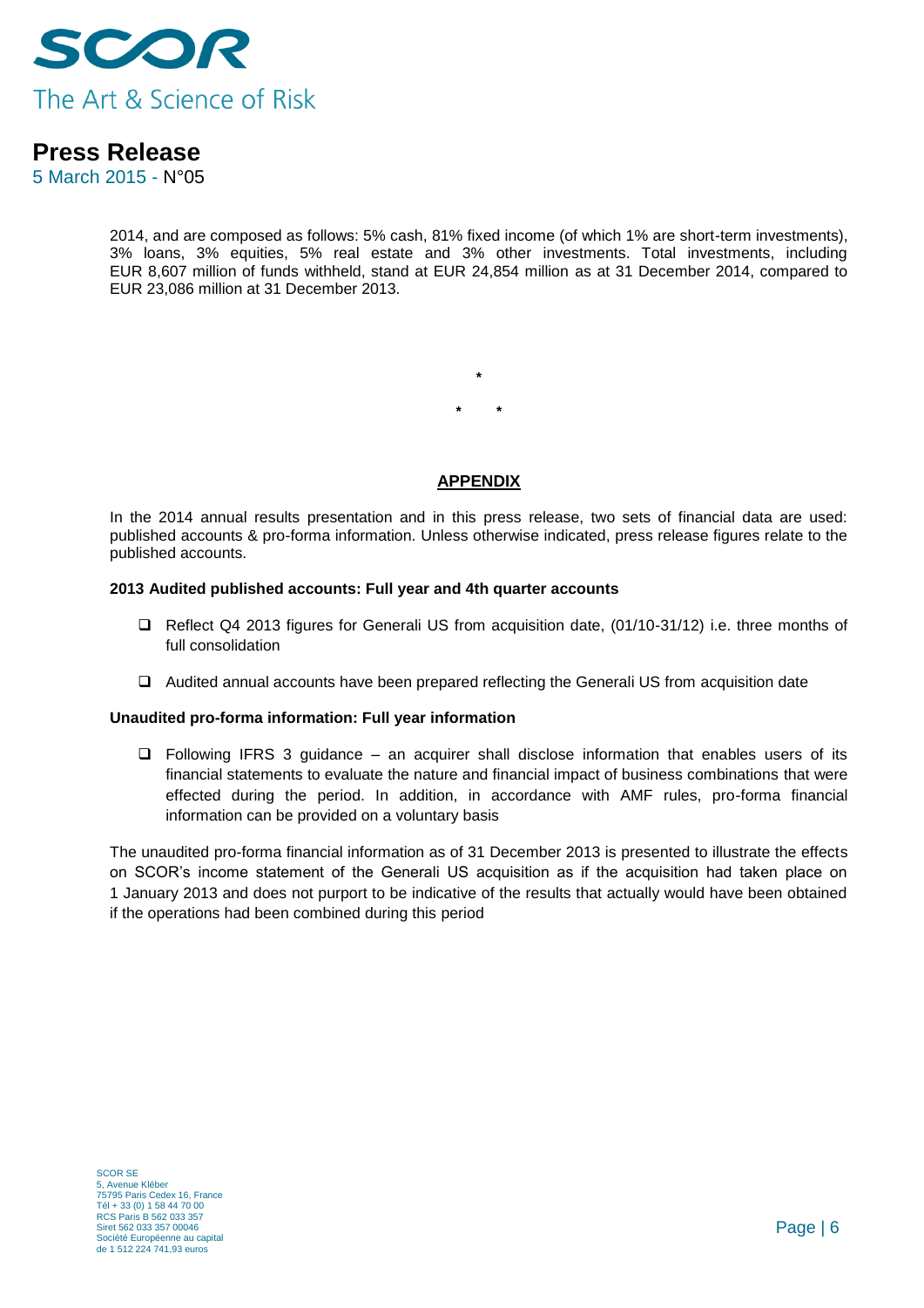2014, and are composed as follows: 5% cash, 81% fixed income (of which 1% are short-term investments), 3% loans, 3% equities, 5% real estate and 3% other investments. Total investments, including EUR 8,607 million of funds withheld, stand at EUR 24,854 million as at 31 December 2014, compared to EUR 23,086 million at 31 December 2013.

*

\*     *

**APPENDIX**

In the 2014 annual results presentation and in this press release, two sets of financial data are used: published accounts & pro-forma information. Unless otherwise indicated, press release figures relate to the published accounts.

**2013 Audited published accounts: Full year and 4th quarter accounts**

- Reflect Q4 2013 figures for Generali US from acquisition date, (01/10-31/12) i.e. three months of full consolidation
- Audited annual accounts have been prepared reflecting the Generali US from acquisition date

**Unaudited pro-forma information: Full year information**

- Following IFRS 3 guidance – an acquirer shall disclose information that enables users of its financial statements to evaluate the nature and financial impact of business combinations that were effected during the period. In addition, in accordance with AMF rules, pro-forma financial information can be provided on a voluntary basis

The unaudited pro-forma financial information as of 31 December 2013 is presented to illustrate the effects on SCOR's income statement of the Generali US acquisition as if the acquisition had taken place on 1 January 2013 and does not purport to be indicative of the results that actually would have been obtained if the operations had been combined during this period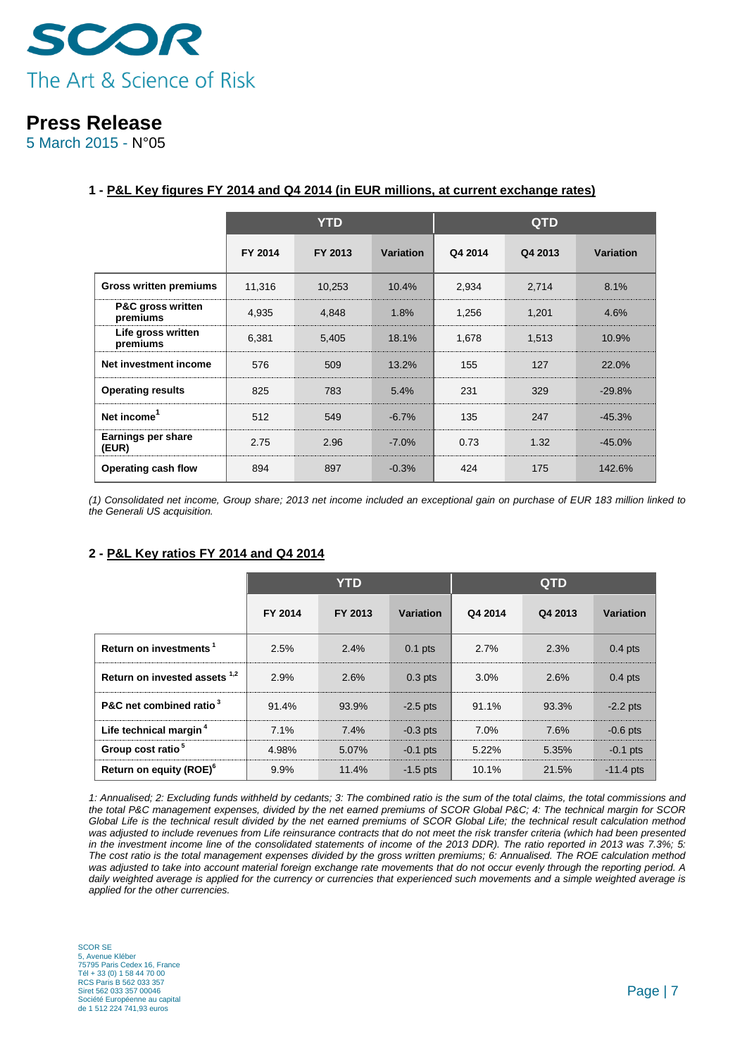# SCOR

The Art & Science of Risk

## Press Release

5 March 2015 - N°05

### 1 - P&L Key figures FY 2014 and Q4 2014 (in EUR millions, at current exchange rates)

| | YTD | | | QTD | | |
|---|---|---|---|---|---|---|
| | FY 2014 | FY 2013 | Variation | Q4 2014 | Q4 2013 | Variation |
| **Gross written premiums** | 11,316 | 10,253 | 10.4% | 2,934 | 2,714 | 8.1% |
| **P&C gross written premiums** | 4,935 | 4,848 | 1.8% | 1,256 | 1,201 | 4.6% |
| **Life gross written premiums** | 6,381 | 5,405 | 18.1% | 1,678 | 1,513 | 10.9% |
| **Net investment income** | 576 | 509 | 13.2% | 155 | 127 | 22.0% |
| **Operating results** | 825 | 783 | 5.4% | 231 | 329 | -29.8% |
| **Net income[1]** | 512 | 549 | -6.7% | 135 | 247 | -45.3% |
| **Earnings per share (EUR)** | 2.75 | 2.96 | -7.0% | 0.73 | 1.32 | -45.0% |
| **Operating cash flow** | 894 | 897 | -0.3% | 424 | 175 | 142.6% |

*(1) Consolidated net income, Group share; 2013 net income included an exceptional gain on purchase of EUR 183 million linked to the Generali US acquisition.*

### 2 - P&L Key ratios FY 2014 and Q4 2014

| | YTD | | | QTD | | |
|---|---|---|---|---|---|---|
| | FY 2014 | FY 2013 | Variation | Q4 2014 | Q4 2013 | Variation |
| **Return on investments [1]** | 2.5% | 2.4% | 0.1 pts | 2.7% | 2.3% | 0.4 pts |
| **Return on invested assets [1,2]** | 2.9% | 2.6% | 0.3 pts | 3.0% | 2.6% | 0.4 pts |
| **P&C net combined ratio [3]** | 91.4% | 93.9% | -2.5 pts | 91.1% | 93.3% | -2.2 pts |
| **Life technical margin [4]** | 7.1% | 7.4% | -0.3 pts | 7.0% | 7.6% | -0.6 pts |
| **Group cost ratio [5]** | 4.98% | 5.07% | -0.1 pts | 5.22% | 5.35% | -0.1 pts |
| **Return on equity (ROE)[6]** | 9.9% | 11.4% | -1.5 pts | 10.1% | 21.5% | -11.4 pts |

*1: Annualised; 2: Excluding funds withheld by cedants; 3: The combined ratio is the sum of the total claims, the total commissions and the total P&C management expenses, divided by the net earned premiums of SCOR Global P&C; 4: The technical margin for SCOR Global Life is the technical result divided by the net earned premiums of SCOR Global Life; the technical result calculation method was adjusted to include revenues from Life reinsurance contracts that do not meet the risk transfer criteria (which had been presented in the investment income line of the consolidated statements of income of the 2013 DDR). The ratio reported in 2013 was 7.3%; 5: The cost ratio is the total management expenses divided by the gross written premiums; 6: Annualised. The ROE calculation method was adjusted to take into account material foreign exchange rate movements that do not occur evenly through the reporting period. A daily weighted average is applied for the currency or currencies that experienced such movements and a simple weighted average is applied for the other currencies.*

SCOR SE
5, Avenue Kléber
75795 Paris Cedex 16, France
Tél + 33 (0) 1 58 44 70 00
RCS Paris B 562 033 357
Siret 562 033 357 00046
Société Européenne au capital
de 1 512 224 741,93 euros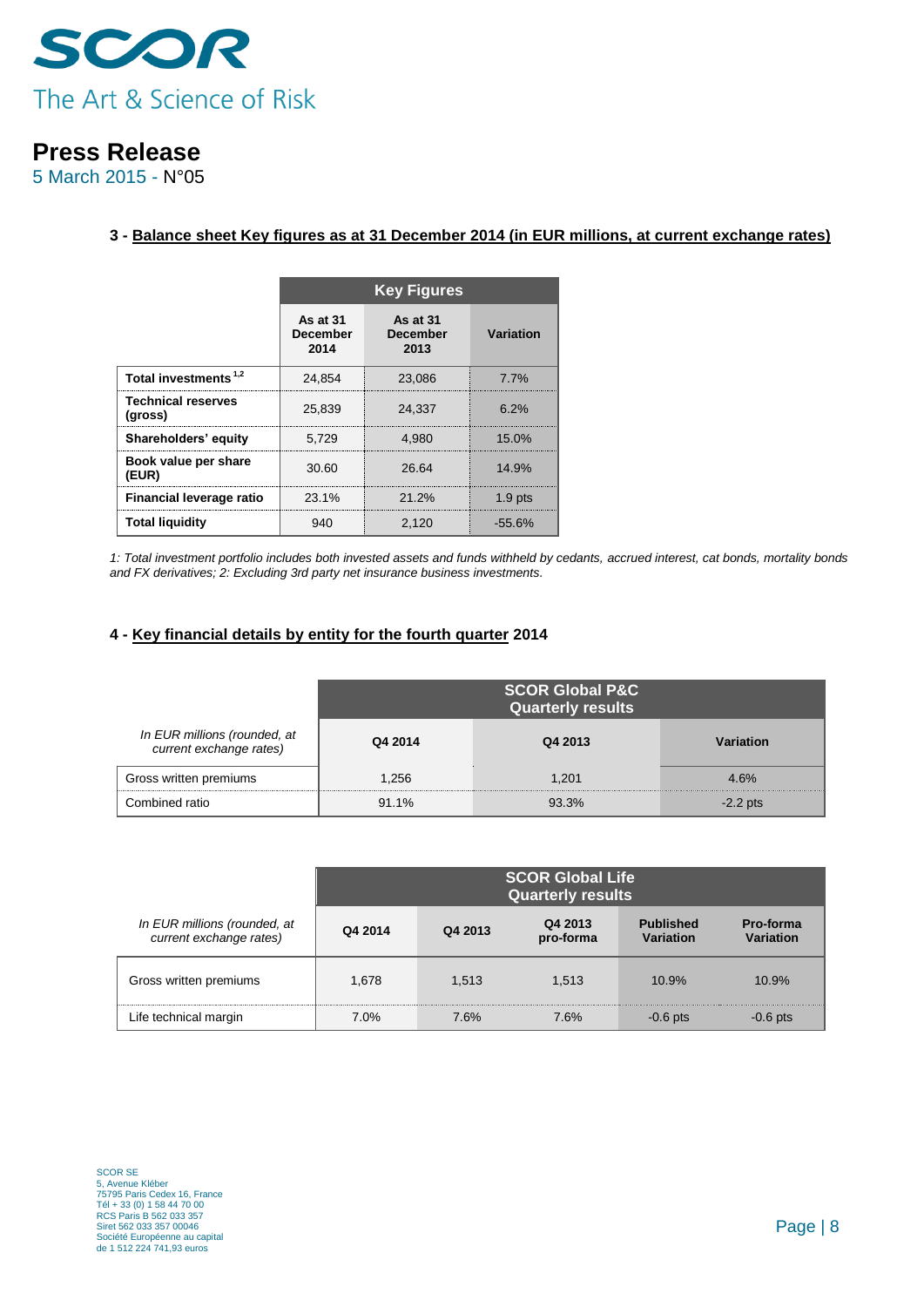# Press Release

5 March 2015 - N°05

## 3 - Balance sheet Key figures as at 31 December 2014 (in EUR millions, at current exchange rates)

| | Key Figures | | |
|---|---|---|---|
| | As at 31 December 2014 | As at 31 December 2013 | Variation |
| **Total investments** [1,2] | 24,854 | 23,086 | 7.7% |
| **Technical reserves (gross)** | 25,839 | 24,337 | 6.2% |
| **Shareholders' equity** | 5,729 | 4,980 | 15.0% |
| **Book value per share (EUR)** | 30.60 | 26.64 | 14.9% |
| **Financial leverage ratio** | 23.1% | 21.2% | 1.9 pts |
| **Total liquidity** | 940 | 2,120 | -55.6% |

*1: Total investment portfolio includes both invested assets and funds withheld by cedants, accrued interest, cat bonds, mortality bonds and FX derivatives; 2: Excluding 3rd party net insurance business investments.*

## 4 - Key financial details by entity for the fourth quarter 2014

| | SCOR Global P&C Quarterly results | | |
|---|---|---|---|
| *In EUR millions (rounded, at current exchange rates)* | Q4 2014 | Q4 2013 | Variation |
| Gross written premiums | 1,256 | 1,201 | 4.6% |
| Combined ratio | 91.1% | 93.3% | -2.2 pts |

| | SCOR Global Life Quarterly results | | | | |
|---|---|---|---|---|---|
| *In EUR millions (rounded, at current exchange rates)* | Q4 2014 | Q4 2013 | Q4 2013 pro-forma | Published Variation | Pro-forma Variation |
| Gross written premiums | 1,678 | 1,513 | 1,513 | 10.9% | 10.9% |
| Life technical margin | 7.0% | 7.6% | 7.6% | -0.6 pts | -0.6 pts |

SCOR SE
5, Avenue Kléber
75795 Paris Cedex 16, France
Tél + 33 (0) 1 58 44 70 00
RCS Paris B 562 033 357
Siret 562 033 357 00046
Société Européenne au capital
de 1 512 224 741,93 euros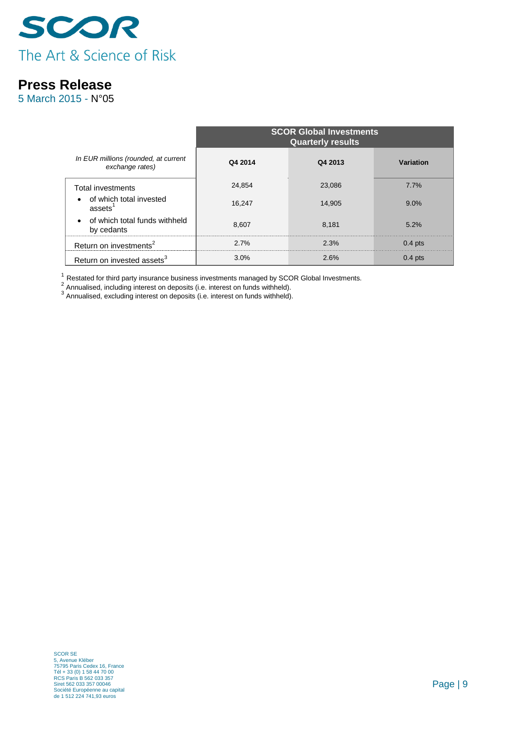| In EUR millions (rounded, at current exchange rates) | SCOR Global Investments Quarterly results | | |
|---|---|---|---|
| | Q4 2014 | Q4 2013 | Variation |
| Total investments | 24,854 | 23,086 | 7.7% |
| • of which total invested assets[1] | 16,247 | 14,905 | 9.0% |
| • of which total funds withheld by cedants | 8,607 | 8,181 | 5.2% |
| Return on investments[2] | 2.7% | 2.3% | 0.4 pts |
| Return on invested assets[3] | 3.0% | 2.6% | 0.4 pts |

[1] Restated for third party insurance business investments managed by SCOR Global Investments.
[2] Annualised, including interest on deposits (i.e. interest on funds withheld).
[3] Annualised, excluding interest on deposits (i.e. interest on funds withheld).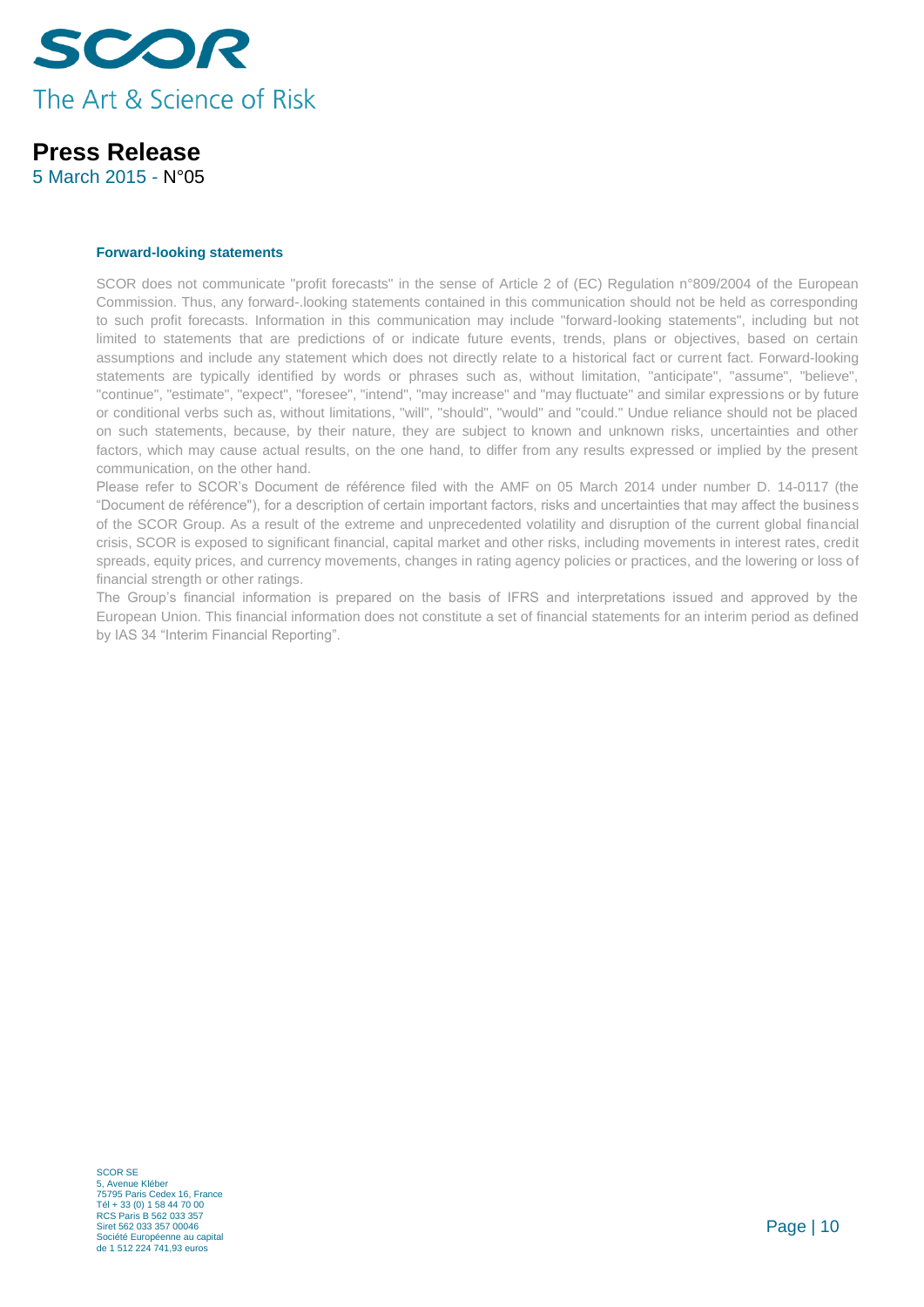**Forward-looking statements**

SCOR does not communicate "profit forecasts" in the sense of Article 2 of (EC) Regulation n°809/2004 of the European Commission. Thus, any forward-.looking statements contained in this communication should not be held as corresponding to such profit forecasts. Information in this communication may include "forward-looking statements", including but not limited to statements that are predictions of or indicate future events, trends, plans or objectives, based on certain assumptions and include any statement which does not directly relate to a historical fact or current fact. Forward-looking statements are typically identified by words or phrases such as, without limitation, "anticipate", "assume", "believe", "continue", "estimate", "expect", "foresee", "intend", "may increase" and "may fluctuate" and similar expressions or by future or conditional verbs such as, without limitations, "will", "should", "would" and "could." Undue reliance should not be placed on such statements, because, by their nature, they are subject to known and unknown risks, uncertainties and other factors, which may cause actual results, on the one hand, to differ from any results expressed or implied by the present communication, on the other hand.

Please refer to SCOR's Document de référence filed with the AMF on 05 March 2014 under number D. 14-0117 (the "Document de référence"), for a description of certain important factors, risks and uncertainties that may affect the business of the SCOR Group. As a result of the extreme and unprecedented volatility and disruption of the current global financial crisis, SCOR is exposed to significant financial, capital market and other risks, including movements in interest rates, credit spreads, equity prices, and currency movements, changes in rating agency policies or practices, and the lowering or loss of financial strength or other ratings.

The Group's financial information is prepared on the basis of IFRS and interpretations issued and approved by the European Union. This financial information does not constitute a set of financial statements for an interim period as defined by IAS 34 "Interim Financial Reporting".